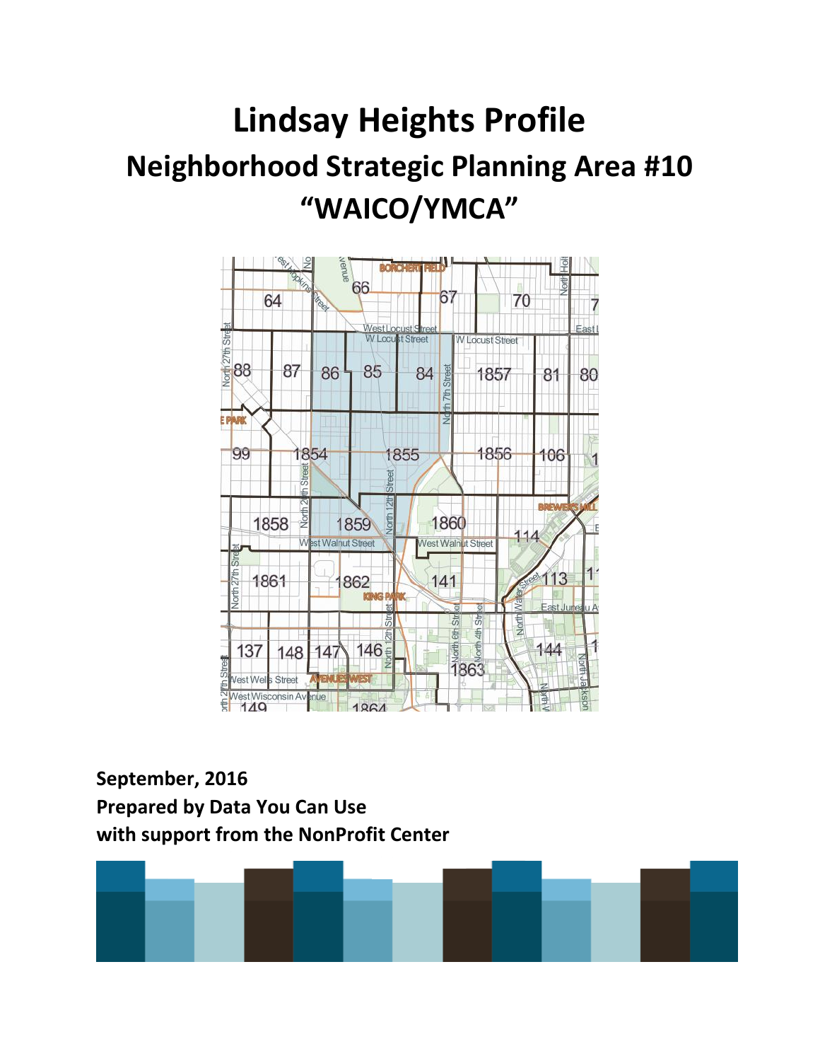# Lindsay Heights Profile

## Neighborhood Strategic Planning Area #10

## "WAICO/YMCA"

**September, 2016**
**Prepared by Data You Can Use**
**with support from the NonProfit Center**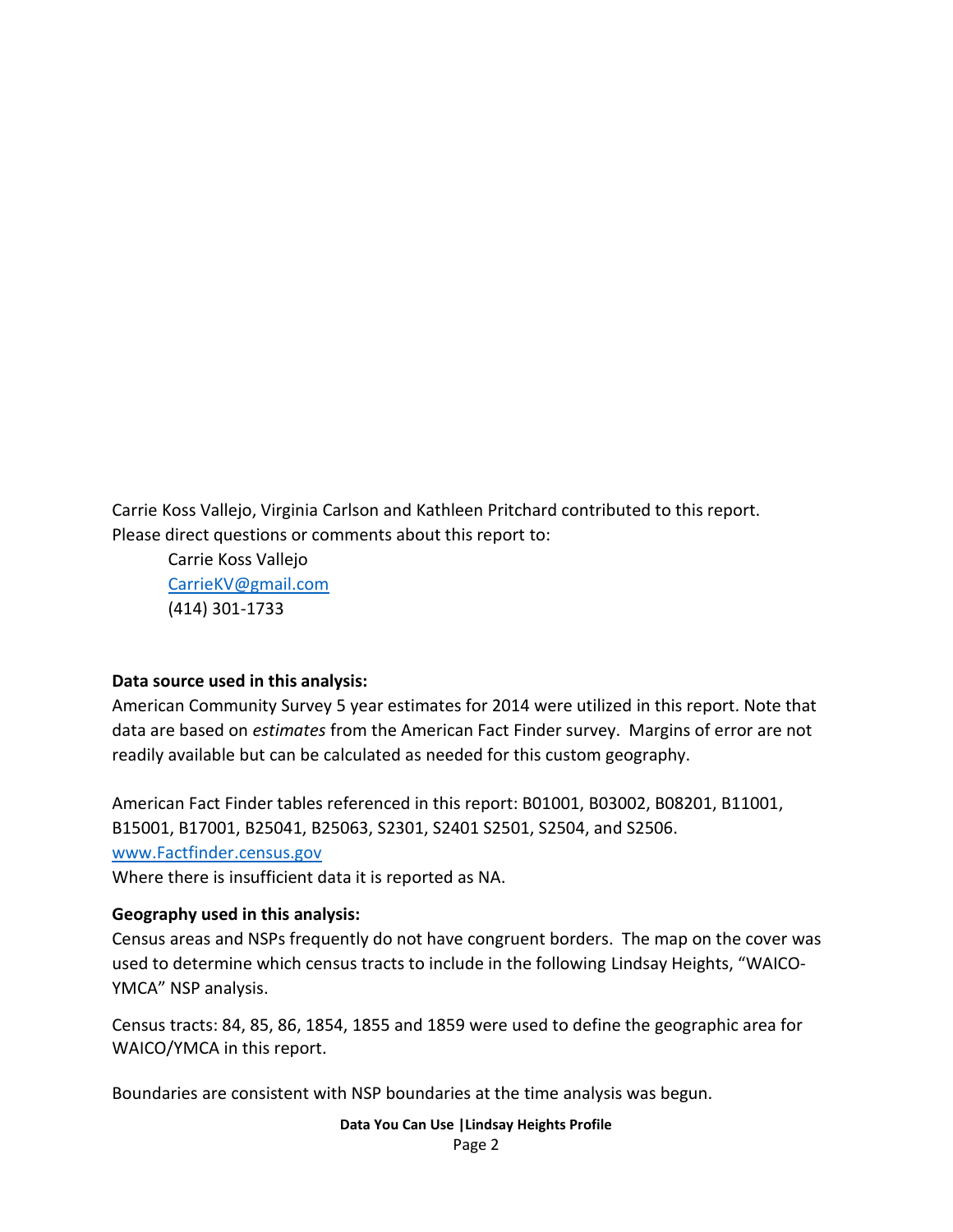Carrie Koss Vallejo, Virginia Carlson and Kathleen Pritchard contributed to this report.
Please direct questions or comments about this report to:

Carrie Koss Vallejo
CarrieKV@gmail.com
(414) 301-1733

**Data source used in this analysis:**

American Community Survey 5 year estimates for 2014 were utilized in this report. Note that data are based on *estimates* from the American Fact Finder survey. Margins of error are not readily available but can be calculated as needed for this custom geography.

American Fact Finder tables referenced in this report: B01001, B03002, B08201, B11001, B15001, B17001, B25041, B25063, S2301, S2401 S2501, S2504, and S2506.
www.Factfinder.census.gov
Where there is insufficient data it is reported as NA.

**Geography used in this analysis:**

Census areas and NSPs frequently do not have congruent borders. The map on the cover was used to determine which census tracts to include in the following Lindsay Heights, "WAICO-YMCA" NSP analysis.

Census tracts: 84, 85, 86, 1854, 1855 and 1859 were used to define the geographic area for WAICO/YMCA in this report.

Boundaries are consistent with NSP boundaries at the time analysis was begun.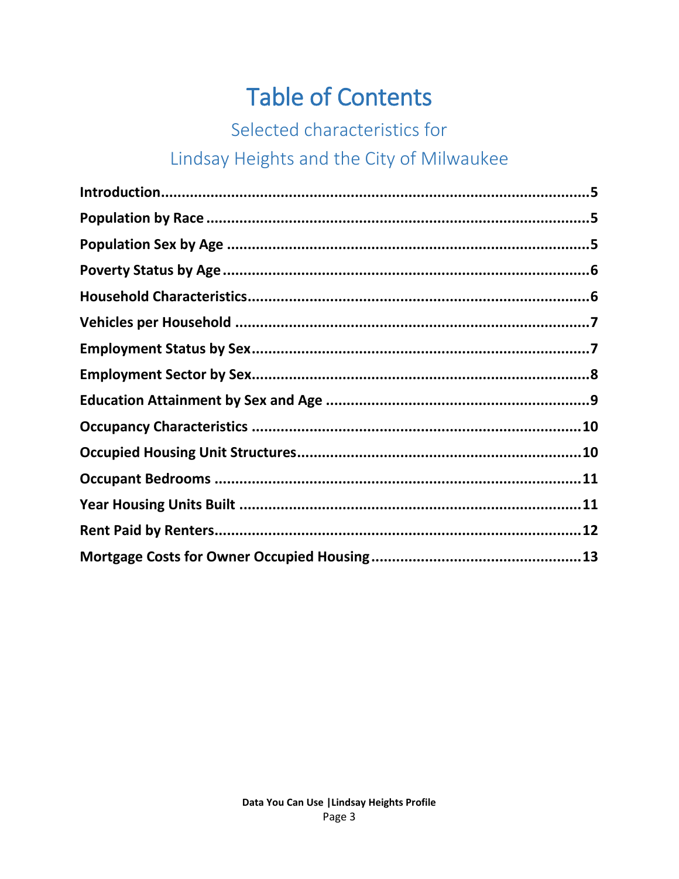# Table of Contents

## Selected characteristics for Lindsay Heights and the City of Milwaukee

**Introduction**........................................................................................................**5**

**Population by Race**.............................................................................................**5**

**Population Sex by Age**........................................................................................**5**

**Poverty Status by Age**..........................................................................................**6**

**Household Characteristics**...................................................................................**6**

**Vehicles per Household**.......................................................................................**7**

**Employment Status by Sex**...................................................................................**7**

**Employment Sector by Sex**...................................................................................**8**

**Education Attainment by Sex and Age**................................................................**9**

**Occupancy Characteristics**.................................................................................**10**

**Occupied Housing Unit Structures**.....................................................................**10**

**Occupant Bedrooms**..........................................................................................**11**

**Year Housing Units Built**....................................................................................**11**

**Rent Paid by Renters**..........................................................................................**12**

**Mortgage Costs for Owner Occupied Housing**..................................................**13**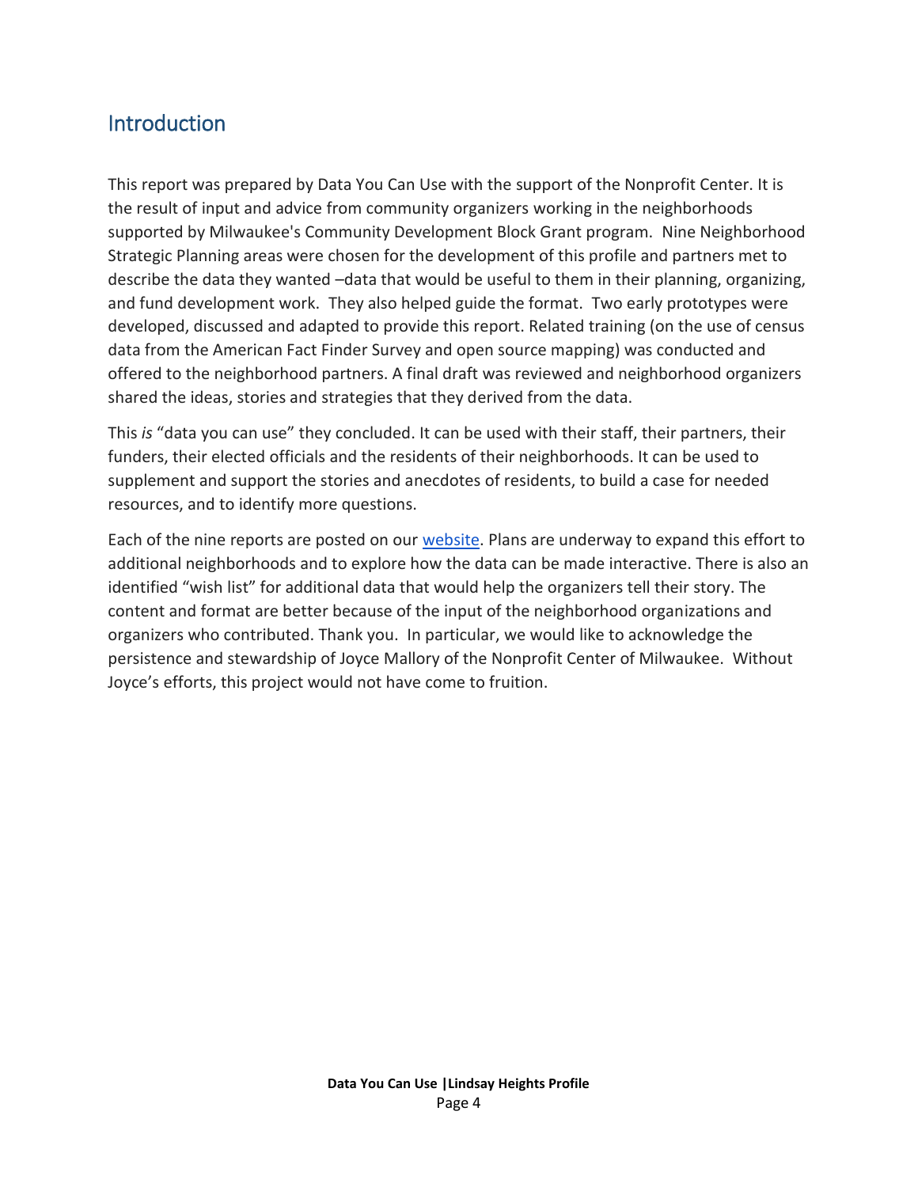## Introduction

This report was prepared by Data You Can Use with the support of the Nonprofit Center. It is the result of input and advice from community organizers working in the neighborhoods supported by Milwaukee's Community Development Block Grant program. Nine Neighborhood Strategic Planning areas were chosen for the development of this profile and partners met to describe the data they wanted –data that would be useful to them in their planning, organizing, and fund development work. They also helped guide the format. Two early prototypes were developed, discussed and adapted to provide this report. Related training (on the use of census data from the American Fact Finder Survey and open source mapping) was conducted and offered to the neighborhood partners. A final draft was reviewed and neighborhood organizers shared the ideas, stories and strategies that they derived from the data.

This *is* "data you can use" they concluded. It can be used with their staff, their partners, their funders, their elected officials and the residents of their neighborhoods. It can be used to supplement and support the stories and anecdotes of residents, to build a case for needed resources, and to identify more questions.

Each of the nine reports are posted on our website. Plans are underway to expand this effort to additional neighborhoods and to explore how the data can be made interactive. There is also an identified "wish list" for additional data that would help the organizers tell their story. The content and format are better because of the input of the neighborhood organizations and organizers who contributed. Thank you. In particular, we would like to acknowledge the persistence and stewardship of Joyce Mallory of the Nonprofit Center of Milwaukee. Without Joyce's efforts, this project would not have come to fruition.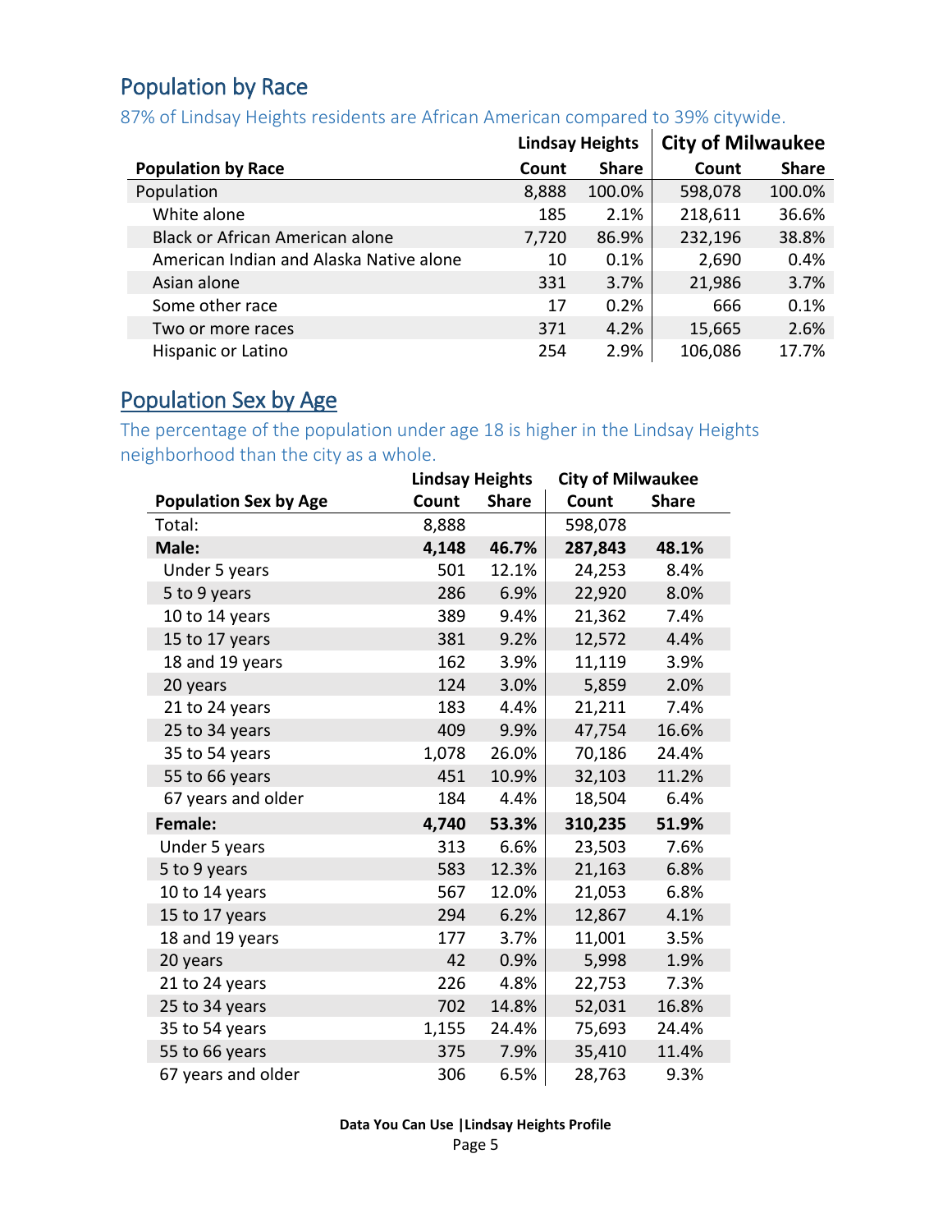## Population by Race

87% of Lindsay Heights residents are African American compared to 39% citywide.

| Population by Race | Lindsay Heights Count | Lindsay Heights Share | City of Milwaukee Count | City of Milwaukee Share |
|---|---|---|---|---|
| Population | 8,888 | 100.0% | 598,078 | 100.0% |
| White alone | 185 | 2.1% | 218,611 | 36.6% |
| Black or African American alone | 7,720 | 86.9% | 232,196 | 38.8% |
| American Indian and Alaska Native alone | 10 | 0.1% | 2,690 | 0.4% |
| Asian alone | 331 | 3.7% | 21,986 | 3.7% |
| Some other race | 17 | 0.2% | 666 | 0.1% |
| Two or more races | 371 | 4.2% | 15,665 | 2.6% |
| Hispanic or Latino | 254 | 2.9% | 106,086 | 17.7% |

## Population Sex by Age

The percentage of the population under age 18 is higher in the Lindsay Heights neighborhood than the city as a whole.

| Population Sex by Age | Lindsay Heights Count | Lindsay Heights Share | City of Milwaukee Count | City of Milwaukee Share |
|---|---|---|---|---|
| Total: | 8,888 | | 598,078 | |
| **Male:** | **4,148** | **46.7%** | **287,843** | **48.1%** |
| Under 5 years | 501 | 12.1% | 24,253 | 8.4% |
| 5 to 9 years | 286 | 6.9% | 22,920 | 8.0% |
| 10 to 14 years | 389 | 9.4% | 21,362 | 7.4% |
| 15 to 17 years | 381 | 9.2% | 12,572 | 4.4% |
| 18 and 19 years | 162 | 3.9% | 11,119 | 3.9% |
| 20 years | 124 | 3.0% | 5,859 | 2.0% |
| 21 to 24 years | 183 | 4.4% | 21,211 | 7.4% |
| 25 to 34 years | 409 | 9.9% | 47,754 | 16.6% |
| 35 to 54 years | 1,078 | 26.0% | 70,186 | 24.4% |
| 55 to 66 years | 451 | 10.9% | 32,103 | 11.2% |
| 67 years and older | 184 | 4.4% | 18,504 | 6.4% |
| **Female:** | **4,740** | **53.3%** | **310,235** | **51.9%** |
| Under 5 years | 313 | 6.6% | 23,503 | 7.6% |
| 5 to 9 years | 583 | 12.3% | 21,163 | 6.8% |
| 10 to 14 years | 567 | 12.0% | 21,053 | 6.8% |
| 15 to 17 years | 294 | 6.2% | 12,867 | 4.1% |
| 18 and 19 years | 177 | 3.7% | 11,001 | 3.5% |
| 20 years | 42 | 0.9% | 5,998 | 1.9% |
| 21 to 24 years | 226 | 4.8% | 22,753 | 7.3% |
| 25 to 34 years | 702 | 14.8% | 52,031 | 16.8% |
| 35 to 54 years | 1,155 | 24.4% | 75,693 | 24.4% |
| 55 to 66 years | 375 | 7.9% | 35,410 | 11.4% |
| 67 years and older | 306 | 6.5% | 28,763 | 9.3% |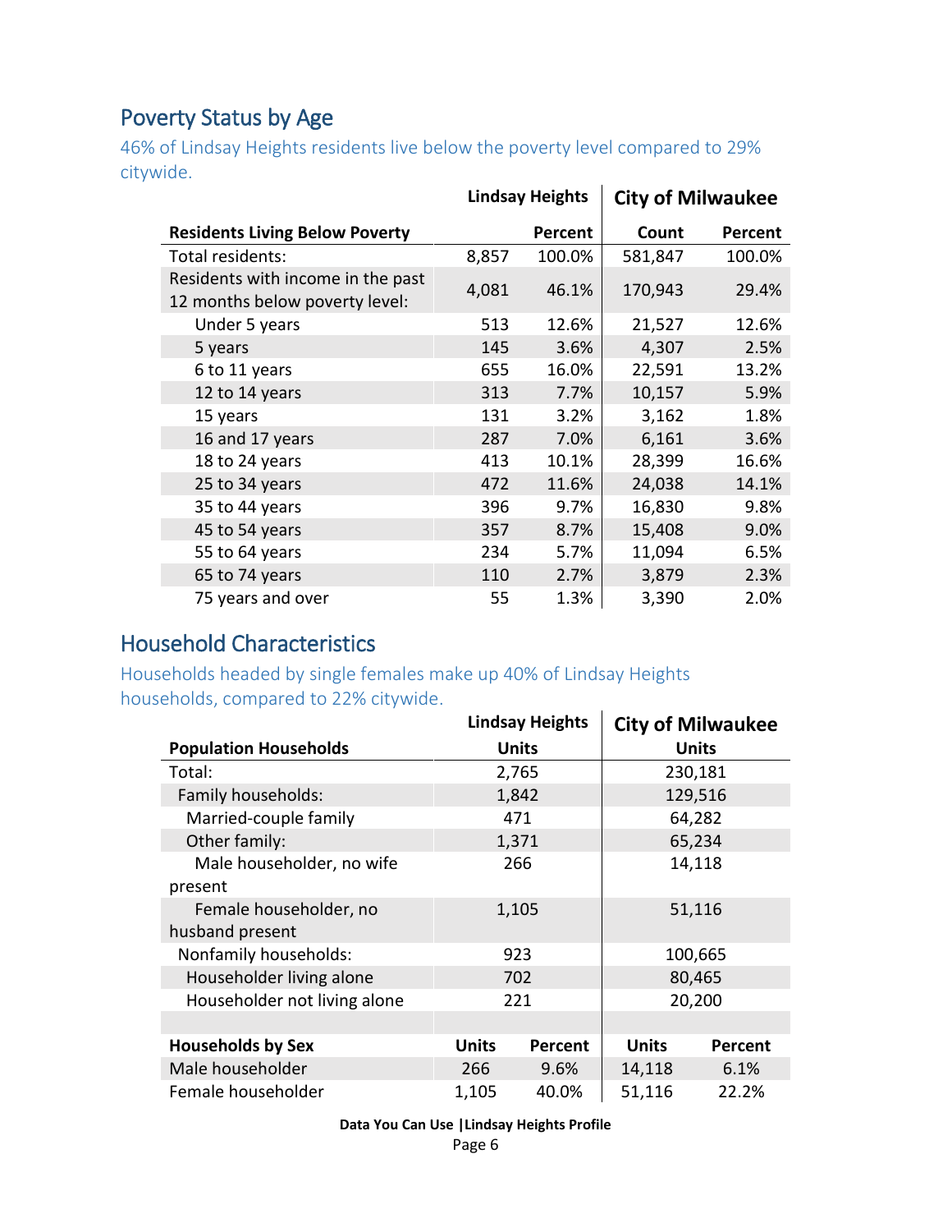## Poverty Status by Age

46% of Lindsay Heights residents live below the poverty level compared to 29% citywide.

| Residents Living Below Poverty | Lindsay Heights | | City of Milwaukee | |
|---|---|---|---|---|
| | | Percent | Count | Percent |
| Total residents: | 8,857 | 100.0% | 581,847 | 100.0% |
| Residents with income in the past 12 months below poverty level: | 4,081 | 46.1% | 170,943 | 29.4% |
| Under 5 years | 513 | 12.6% | 21,527 | 12.6% |
| 5 years | 145 | 3.6% | 4,307 | 2.5% |
| 6 to 11 years | 655 | 16.0% | 22,591 | 13.2% |
| 12 to 14 years | 313 | 7.7% | 10,157 | 5.9% |
| 15 years | 131 | 3.2% | 3,162 | 1.8% |
| 16 and 17 years | 287 | 7.0% | 6,161 | 3.6% |
| 18 to 24 years | 413 | 10.1% | 28,399 | 16.6% |
| 25 to 34 years | 472 | 11.6% | 24,038 | 14.1% |
| 35 to 44 years | 396 | 9.7% | 16,830 | 9.8% |
| 45 to 54 years | 357 | 8.7% | 15,408 | 9.0% |
| 55 to 64 years | 234 | 5.7% | 11,094 | 6.5% |
| 65 to 74 years | 110 | 2.7% | 3,879 | 2.3% |
| 75 years and over | 55 | 1.3% | 3,390 | 2.0% |

## Household Characteristics

Households headed by single females make up 40% of Lindsay Heights households, compared to 22% citywide.

| Population Households | Lindsay Heights Units | City of Milwaukee Units |
|---|---|---|
| Total: | 2,765 | 230,181 |
| Family households: | 1,842 | 129,516 |
| Married-couple family | 471 | 64,282 |
| Other family: | 1,371 | 65,234 |
| Male householder, no wife present | 266 | 14,118 |
| Female householder, no husband present | 1,105 | 51,116 |
| Nonfamily households: | 923 | 100,665 |
| Householder living alone | 702 | 80,465 |
| Householder not living alone | 221 | 20,200 |

| Households by Sex | Lindsay Heights Units | Lindsay Heights Percent | City of Milwaukee Units | City of Milwaukee Percent |
|---|---|---|---|---|
| Male householder | 266 | 9.6% | 14,118 | 6.1% |
| Female householder | 1,105 | 40.0% | 51,116 | 22.2% |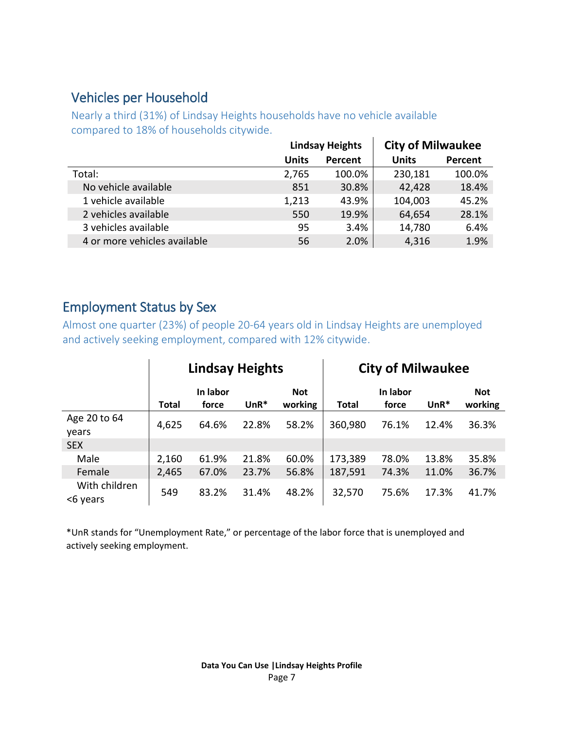## Vehicles per Household

Nearly a third (31%) of Lindsay Heights households have no vehicle available compared to 18% of households citywide.

| | Lindsay Heights | | City of Milwaukee | |
|---|---|---|---|---|
| | Units | Percent | Units | Percent |
| Total: | 2,765 | 100.0% | 230,181 | 100.0% |
| No vehicle available | 851 | 30.8% | 42,428 | 18.4% |
| 1 vehicle available | 1,213 | 43.9% | 104,003 | 45.2% |
| 2 vehicles available | 550 | 19.9% | 64,654 | 28.1% |
| 3 vehicles available | 95 | 3.4% | 14,780 | 6.4% |
| 4 or more vehicles available | 56 | 2.0% | 4,316 | 1.9% |

## Employment Status by Sex

Almost one quarter (23%) of people 20-64 years old in Lindsay Heights are unemployed and actively seeking employment, compared with 12% citywide.

| | Lindsay Heights | | | | City of Milwaukee | | | |
|---|---|---|---|---|---|---|---|---|
| | Total | In labor force | UnR* | Not working | Total | In labor force | UnR* | Not working |
| Age 20 to 64 years | 4,625 | 64.6% | 22.8% | 58.2% | 360,980 | 76.1% | 12.4% | 36.3% |
| SEX | | | | | | | | |
| Male | 2,160 | 61.9% | 21.8% | 60.0% | 173,389 | 78.0% | 13.8% | 35.8% |
| Female | 2,465 | 67.0% | 23.7% | 56.8% | 187,591 | 74.3% | 11.0% | 36.7% |
| With children <6 years | 549 | 83.2% | 31.4% | 48.2% | 32,570 | 75.6% | 17.3% | 41.7% |

*UnR stands for "Unemployment Rate," or percentage of the labor force that is unemployed and actively seeking employment.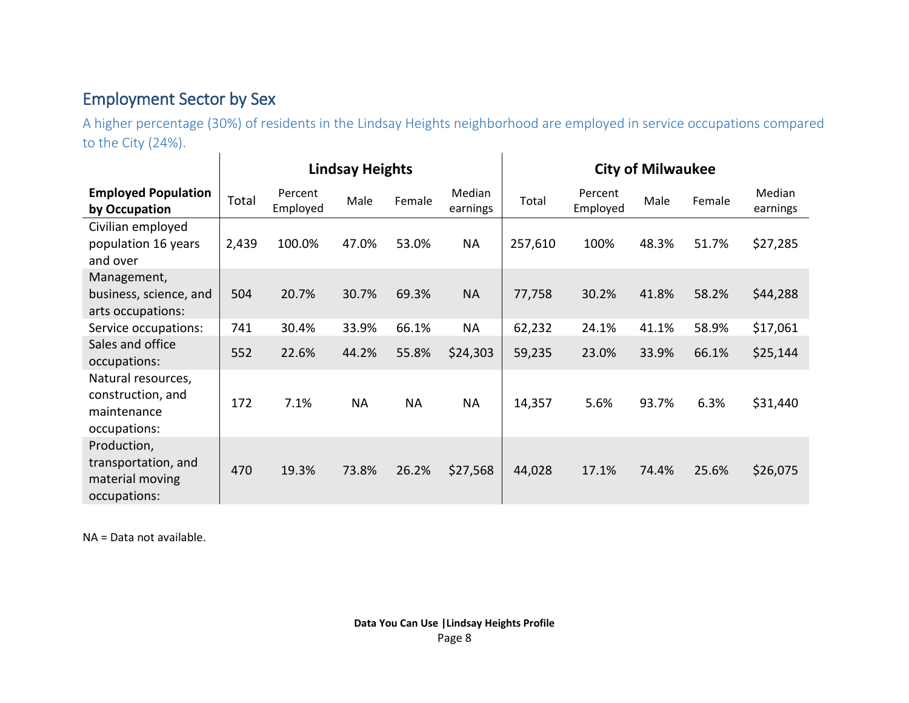## Employment Sector by Sex

A higher percentage (30%) of residents in the Lindsay Heights neighborhood are employed in service occupations compared to the City (24%).

| | Lindsay Heights | | | | | City of Milwaukee | | | | |
|---|---|---|---|---|---|---|---|---|---|---|
| **Employed Population by Occupation** | Total | Percent Employed | Male | Female | Median earnings | Total | Percent Employed | Male | Female | Median earnings |
| Civilian employed population 16 years and over | 2,439 | 100.0% | 47.0% | 53.0% | NA | 257,610 | 100% | 48.3% | 51.7% | $27,285 |
| Management, business, science, and arts occupations: | 504 | 20.7% | 30.7% | 69.3% | NA | 77,758 | 30.2% | 41.8% | 58.2% | $44,288 |
| Service occupations: | 741 | 30.4% | 33.9% | 66.1% | NA | 62,232 | 24.1% | 41.1% | 58.9% | $17,061 |
| Sales and office occupations: | 552 | 22.6% | 44.2% | 55.8% | $24,303 | 59,235 | 23.0% | 33.9% | 66.1% | $25,144 |
| Natural resources, construction, and maintenance occupations: | 172 | 7.1% | NA | NA | NA | 14,357 | 5.6% | 93.7% | 6.3% | $31,440 |
| Production, transportation, and material moving occupations: | 470 | 19.3% | 73.8% | 26.2% | $27,568 | 44,028 | 17.1% | 74.4% | 25.6% | $26,075 |

NA = Data not available.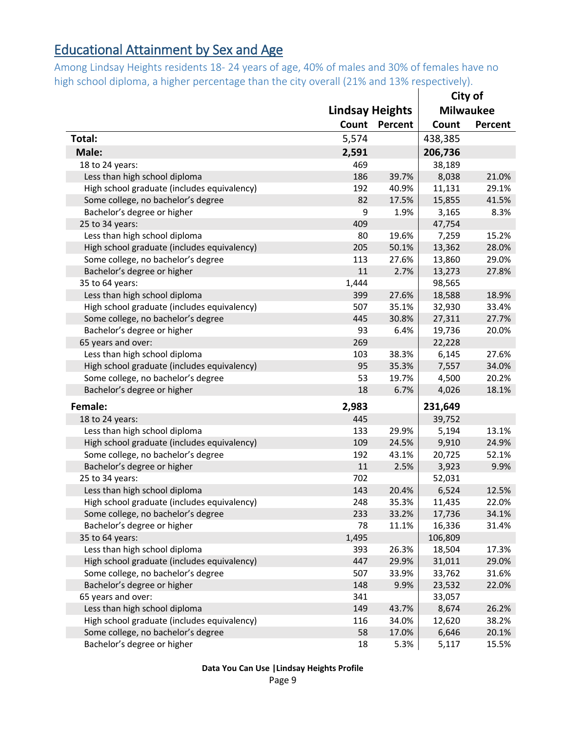## Educational Attainment by Sex and Age

Among Lindsay Heights residents 18- 24 years of age, 40% of males and 30% of females have no high school diploma, a higher percentage than the city overall (21% and 13% respectively).

| | Lindsay Heights | | City of Milwaukee | |
|---|---|---|---|---|
| | Count | Percent | Count | Percent |
| **Total:** | 5,574 | | 438,385 | |
| **Male:** | **2,591** | | **206,736** | |
| 18 to 24 years: | 469 | | 38,189 | |
| Less than high school diploma | 186 | 39.7% | 8,038 | 21.0% |
| High school graduate (includes equivalency) | 192 | 40.9% | 11,131 | 29.1% |
| Some college, no bachelor's degree | 82 | 17.5% | 15,855 | 41.5% |
| Bachelor's degree or higher | 9 | 1.9% | 3,165 | 8.3% |
| 25 to 34 years: | 409 | | 47,754 | |
| Less than high school diploma | 80 | 19.6% | 7,259 | 15.2% |
| High school graduate (includes equivalency) | 205 | 50.1% | 13,362 | 28.0% |
| Some college, no bachelor's degree | 113 | 27.6% | 13,860 | 29.0% |
| Bachelor's degree or higher | 11 | 2.7% | 13,273 | 27.8% |
| 35 to 64 years: | 1,444 | | 98,565 | |
| Less than high school diploma | 399 | 27.6% | 18,588 | 18.9% |
| High school graduate (includes equivalency) | 507 | 35.1% | 32,930 | 33.4% |
| Some college, no bachelor's degree | 445 | 30.8% | 27,311 | 27.7% |
| Bachelor's degree or higher | 93 | 6.4% | 19,736 | 20.0% |
| 65 years and over: | 269 | | 22,228 | |
| Less than high school diploma | 103 | 38.3% | 6,145 | 27.6% |
| High school graduate (includes equivalency) | 95 | 35.3% | 7,557 | 34.0% |
| Some college, no bachelor's degree | 53 | 19.7% | 4,500 | 20.2% |
| Bachelor's degree or higher | 18 | 6.7% | 4,026 | 18.1% |
| **Female:** | **2,983** | | **231,649** | |
| 18 to 24 years: | 445 | | 39,752 | |
| Less than high school diploma | 133 | 29.9% | 5,194 | 13.1% |
| High school graduate (includes equivalency) | 109 | 24.5% | 9,910 | 24.9% |
| Some college, no bachelor's degree | 192 | 43.1% | 20,725 | 52.1% |
| Bachelor's degree or higher | 11 | 2.5% | 3,923 | 9.9% |
| 25 to 34 years: | 702 | | 52,031 | |
| Less than high school diploma | 143 | 20.4% | 6,524 | 12.5% |
| High school graduate (includes equivalency) | 248 | 35.3% | 11,435 | 22.0% |
| Some college, no bachelor's degree | 233 | 33.2% | 17,736 | 34.1% |
| Bachelor's degree or higher | 78 | 11.1% | 16,336 | 31.4% |
| 35 to 64 years: | 1,495 | | 106,809 | |
| Less than high school diploma | 393 | 26.3% | 18,504 | 17.3% |
| High school graduate (includes equivalency) | 447 | 29.9% | 31,011 | 29.0% |
| Some college, no bachelor's degree | 507 | 33.9% | 33,762 | 31.6% |
| Bachelor's degree or higher | 148 | 9.9% | 23,532 | 22.0% |
| 65 years and over: | 341 | | 33,057 | |
| Less than high school diploma | 149 | 43.7% | 8,674 | 26.2% |
| High school graduate (includes equivalency) | 116 | 34.0% | 12,620 | 38.2% |
| Some college, no bachelor's degree | 58 | 17.0% | 6,646 | 20.1% |
| Bachelor's degree or higher | 18 | 5.3% | 5,117 | 15.5% |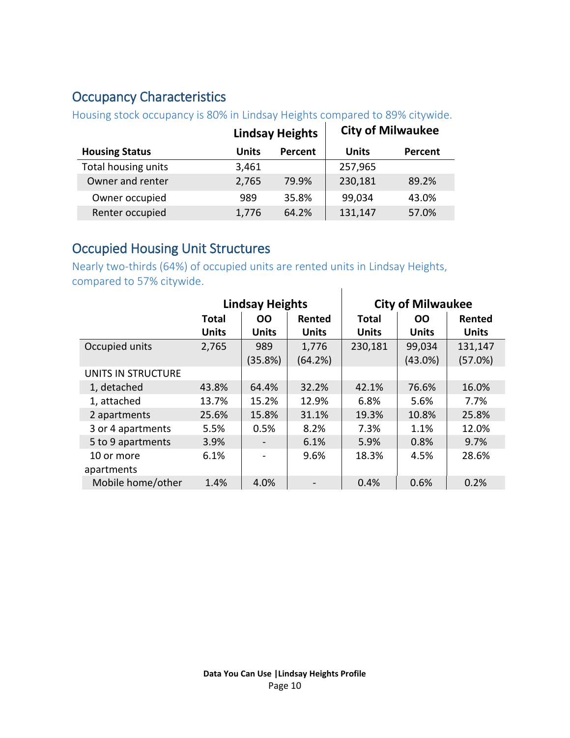## Occupancy Characteristics

Housing stock occupancy is 80% in Lindsay Heights compared to 89% citywide.

| | Lindsay Heights | | City of Milwaukee | |
|---|---|---|---|---|
| **Housing Status** | **Units** | **Percent** | **Units** | **Percent** |
| Total housing units | 3,461 | | 257,965 | |
| Owner and renter | 2,765 | 79.9% | 230,181 | 89.2% |
| Owner occupied | 989 | 35.8% | 99,034 | 43.0% |
| Renter occupied | 1,776 | 64.2% | 131,147 | 57.0% |

## Occupied Housing Unit Structures

Nearly two-thirds (64%) of occupied units are rented units in Lindsay Heights, compared to 57% citywide.

| | Lindsay Heights | | | City of Milwaukee | | |
|---|---|---|---|---|---|---|
| | **Total Units** | **OO Units** | **Rented Units** | **Total Units** | **OO Units** | **Rented Units** |
| Occupied units | 2,765 | 989 (35.8%) | 1,776 (64.2%) | 230,181 | 99,034 (43.0%) | 131,147 (57.0%) |
| UNITS IN STRUCTURE | | | | | | |
| 1, detached | 43.8% | 64.4% | 32.2% | 42.1% | 76.6% | 16.0% |
| 1, attached | 13.7% | 15.2% | 12.9% | 6.8% | 5.6% | 7.7% |
| 2 apartments | 25.6% | 15.8% | 31.1% | 19.3% | 10.8% | 25.8% |
| 3 or 4 apartments | 5.5% | 0.5% | 8.2% | 7.3% | 1.1% | 12.0% |
| 5 to 9 apartments | 3.9% | - | 6.1% | 5.9% | 0.8% | 9.7% |
| 10 or more apartments | 6.1% | - | 9.6% | 18.3% | 4.5% | 28.6% |
| Mobile home/other | 1.4% | 4.0% | - | 0.4% | 0.6% | 0.2% |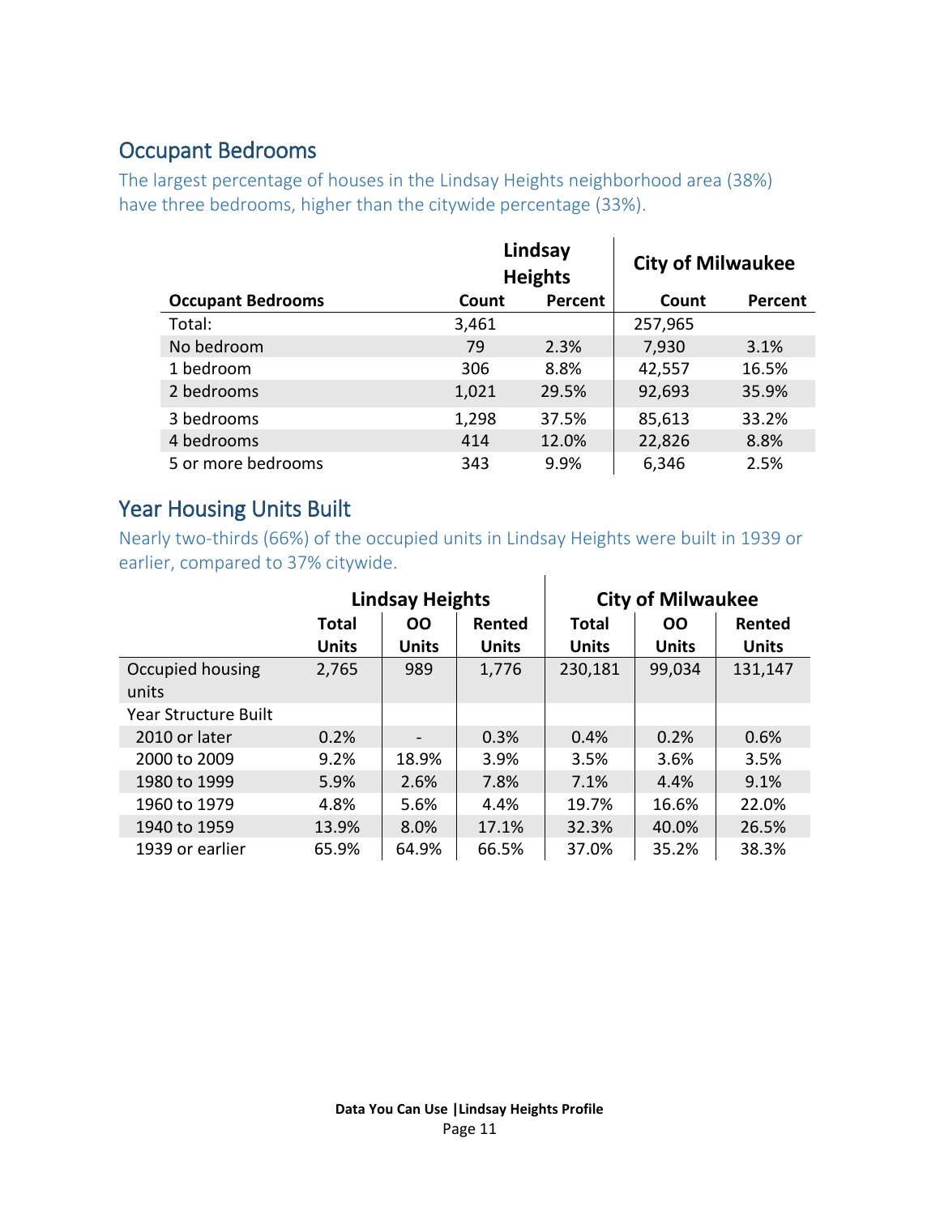## Occupant Bedrooms

The largest percentage of houses in the Lindsay Heights neighborhood area (38%) have three bedrooms, higher than the citywide percentage (33%).

| | Lindsay Heights | | City of Milwaukee | |
|---|---|---|---|---|
| **Occupant Bedrooms** | **Count** | **Percent** | **Count** | **Percent** |
| Total: | 3,461 | | 257,965 | |
| No bedroom | 79 | 2.3% | 7,930 | 3.1% |
| 1 bedroom | 306 | 8.8% | 42,557 | 16.5% |
| 2 bedrooms | 1,021 | 29.5% | 92,693 | 35.9% |
| 3 bedrooms | 1,298 | 37.5% | 85,613 | 33.2% |
| 4 bedrooms | 414 | 12.0% | 22,826 | 8.8% |
| 5 or more bedrooms | 343 | 9.9% | 6,346 | 2.5% |

## Year Housing Units Built

Nearly two-thirds (66%) of the occupied units in Lindsay Heights were built in 1939 or earlier, compared to 37% citywide.

| | Lindsay Heights | | | City of Milwaukee | | |
|---|---|---|---|---|---|---|
| | **Total Units** | **OO Units** | **Rented Units** | **Total Units** | **OO Units** | **Rented Units** |
| Occupied housing units | 2,765 | 989 | 1,776 | 230,181 | 99,034 | 131,147 |
| Year Structure Built | | | | | | |
| 2010 or later | 0.2% | - | 0.3% | 0.4% | 0.2% | 0.6% |
| 2000 to 2009 | 9.2% | 18.9% | 3.9% | 3.5% | 3.6% | 3.5% |
| 1980 to 1999 | 5.9% | 2.6% | 7.8% | 7.1% | 4.4% | 9.1% |
| 1960 to 1979 | 4.8% | 5.6% | 4.4% | 19.7% | 16.6% | 22.0% |
| 1940 to 1959 | 13.9% | 8.0% | 17.1% | 32.3% | 40.0% | 26.5% |
| 1939 or earlier | 65.9% | 64.9% | 66.5% | 37.0% | 35.2% | 38.3% |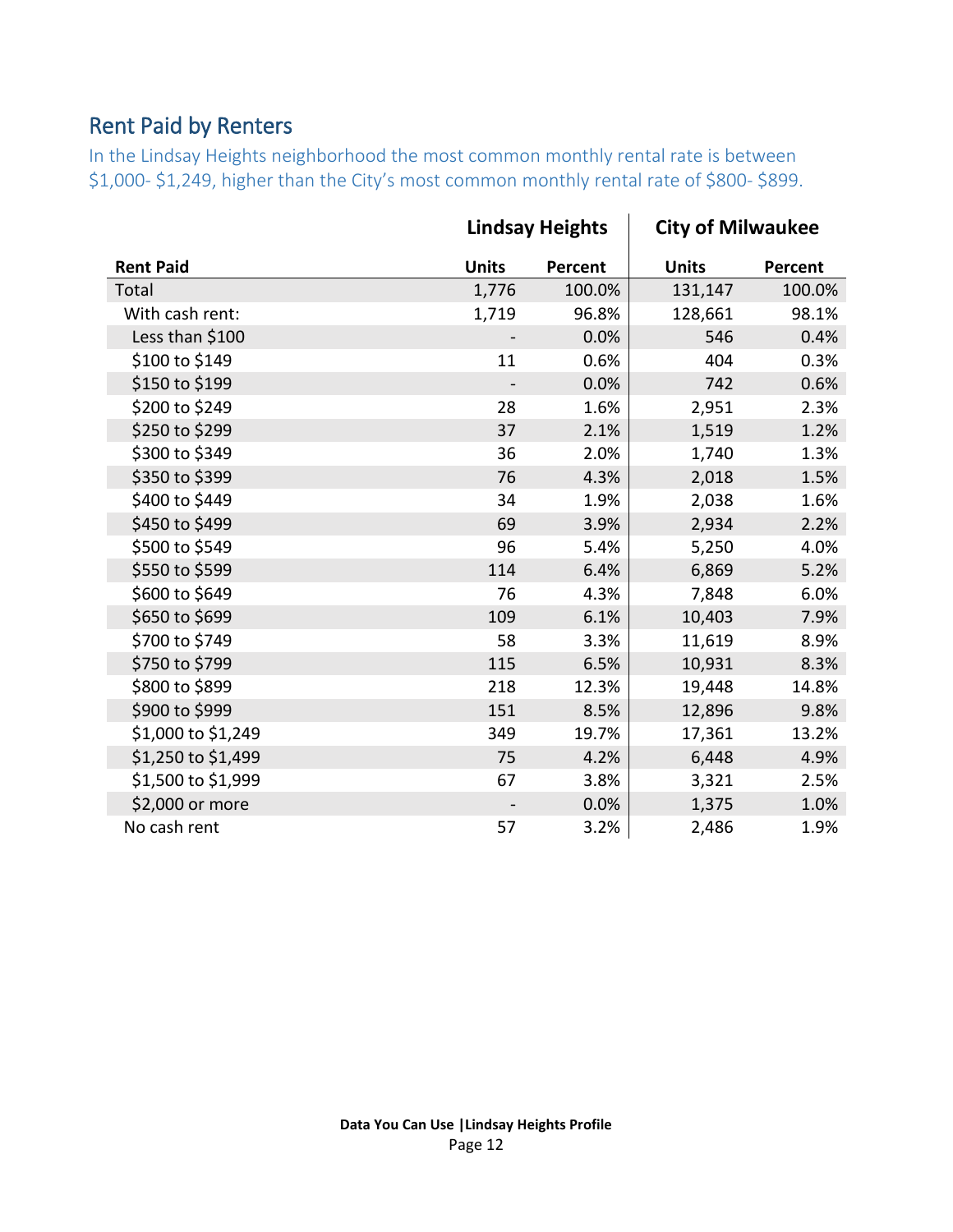## Rent Paid by Renters

In the Lindsay Heights neighborhood the most common monthly rental rate is between $1,000- $1,249, higher than the City's most common monthly rental rate of $800- $899.

| | Lindsay Heights | | City of Milwaukee | |
|---|---|---|---|---|
| **Rent Paid** | **Units** | **Percent** | **Units** | **Percent** |
| Total | 1,776 | 100.0% | 131,147 | 100.0% |
| With cash rent: | 1,719 | 96.8% | 128,661 | 98.1% |
| Less than $100 | - | 0.0% | 546 | 0.4% |
| $100 to $149 | 11 | 0.6% | 404 | 0.3% |
| $150 to $199 | - | 0.0% | 742 | 0.6% |
| $200 to $249 | 28 | 1.6% | 2,951 | 2.3% |
| $250 to $299 | 37 | 2.1% | 1,519 | 1.2% |
| $300 to $349 | 36 | 2.0% | 1,740 | 1.3% |
| $350 to $399 | 76 | 4.3% | 2,018 | 1.5% |
| $400 to $449 | 34 | 1.9% | 2,038 | 1.6% |
| $450 to $499 | 69 | 3.9% | 2,934 | 2.2% |
| $500 to $549 | 96 | 5.4% | 5,250 | 4.0% |
| $550 to $599 | 114 | 6.4% | 6,869 | 5.2% |
| $600 to $649 | 76 | 4.3% | 7,848 | 6.0% |
| $650 to $699 | 109 | 6.1% | 10,403 | 7.9% |
| $700 to $749 | 58 | 3.3% | 11,619 | 8.9% |
| $750 to $799 | 115 | 6.5% | 10,931 | 8.3% |
| $800 to $899 | 218 | 12.3% | 19,448 | 14.8% |
| $900 to $999 | 151 | 8.5% | 12,896 | 9.8% |
| $1,000 to $1,249 | 349 | 19.7% | 17,361 | 13.2% |
| $1,250 to $1,499 | 75 | 4.2% | 6,448 | 4.9% |
| $1,500 to $1,999 | 67 | 3.8% | 3,321 | 2.5% |
| $2,000 or more | - | 0.0% | 1,375 | 1.0% |
| No cash rent | 57 | 3.2% | 2,486 | 1.9% |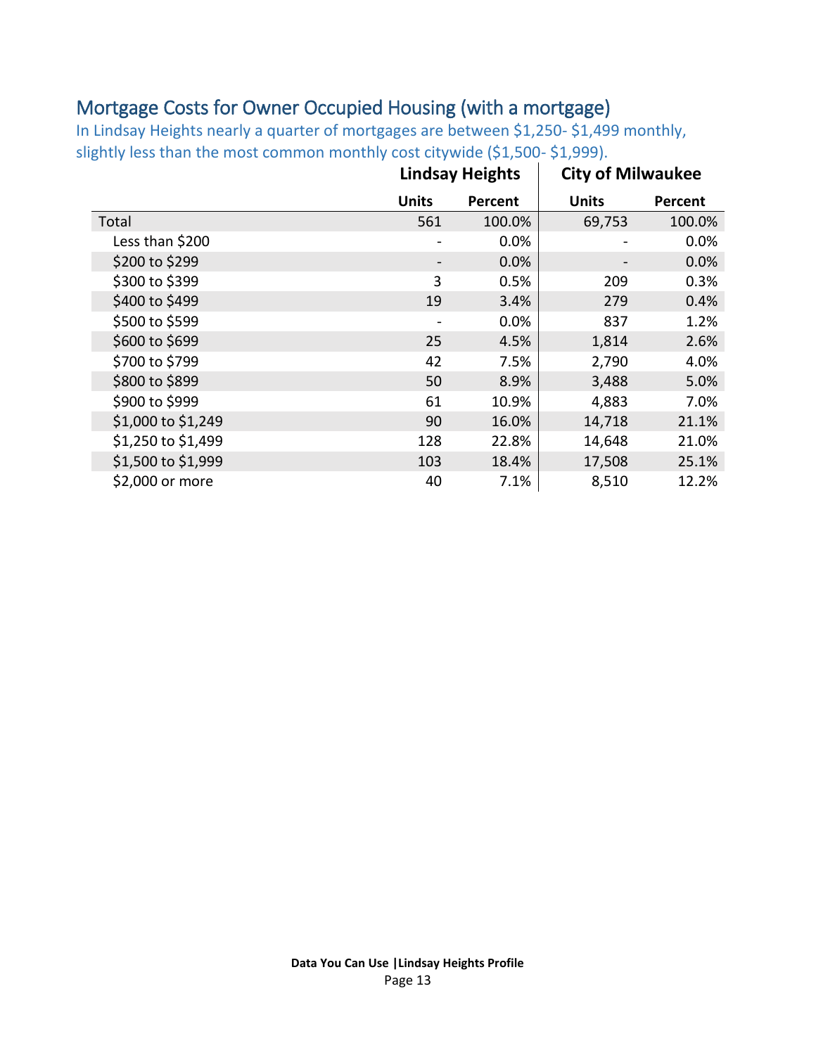## Mortgage Costs for Owner Occupied Housing (with a mortgage)

In Lindsay Heights nearly a quarter of mortgages are between $1,250- $1,499 monthly, slightly less than the most common monthly cost citywide ($1,500- $1,999).

| | Lindsay Heights | | City of Milwaukee | |
|---|---|---|---|---|
| | **Units** | **Percent** | **Units** | **Percent** |
| Total | 561 | 100.0% | 69,753 | 100.0% |
| Less than $200 | - | 0.0% | - | 0.0% |
| $200 to $299 | - | 0.0% | - | 0.0% |
| $300 to $399 | 3 | 0.5% | 209 | 0.3% |
| $400 to $499 | 19 | 3.4% | 279 | 0.4% |
| $500 to $599 | - | 0.0% | 837 | 1.2% |
| $600 to $699 | 25 | 4.5% | 1,814 | 2.6% |
| $700 to $799 | 42 | 7.5% | 2,790 | 4.0% |
| $800 to $899 | 50 | 8.9% | 3,488 | 5.0% |
| $900 to $999 | 61 | 10.9% | 4,883 | 7.0% |
| $1,000 to $1,249 | 90 | 16.0% | 14,718 | 21.1% |
| $1,250 to $1,499 | 128 | 22.8% | 14,648 | 21.0% |
| $1,500 to $1,999 | 103 | 18.4% | 17,508 | 25.1% |
| $2,000 or more | 40 | 7.1% | 8,510 | 12.2% |